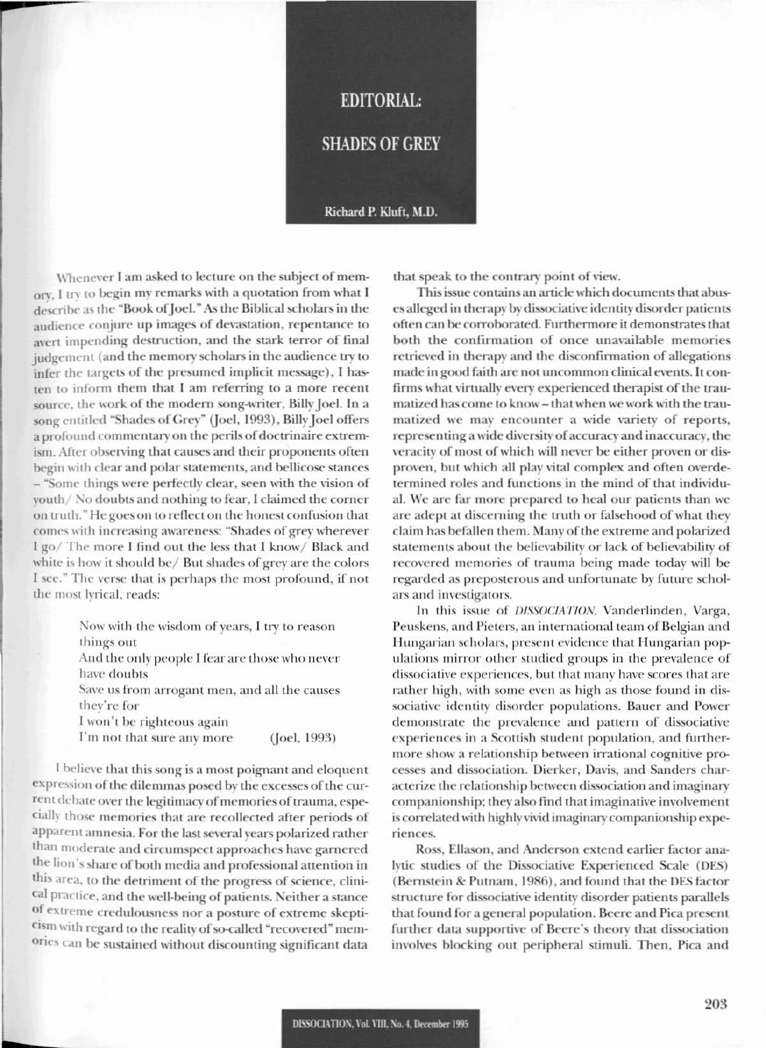# EDITORIAL:

# SHADES OF GREY

**Richard P. Kluft, M.D.**

Whenever I am asked to lecture on the subject of memory, I try to begin my remarks with a quotation from what I describe as the "Book of Joel." As the Biblical scholars in the audience conjure up images of devastation, repentance to avert impending destruction, and the stark terror of final judgement (and the memory scholars in the audience try to infer the targets of the presumed implicit message), I hasten to inform them that I am referring to a more recent source, the work of the modern song-writer, Billy Joel. In a song entitled "Shades of Grey" (Joel, 1993), Billy Joel offers a profound commentary on the perils of doctrinaire extremism. After observing that causes and their proponents often begin with clear and polar statements, and bellicose stances – "Some things were perfectly clear, seen with the vision of youth/ No doubts and nothing to fear, I claimed the corner on truth." He goes on to reflect on the honest confusion that comes with increasing awareness: "Shades of grey wherever I go/ The more I find out the less that I know/ Black and white is how it should be/ But shades of grey are the colors I see." The verse that is perhaps the most profound, if not the most lyrical, reads:

> Now with the wisdom of years, I try to reason things out
> And the only people I fear are those who never have doubts
> Save us from arrogant men, and all the causes they're for
> I won't be righteous again
> I'm not that sure any more (Joel, 1993)

I believe that this song is a most poignant and eloquent expression of the dilemmas posed by the excesses of the current debate over the legitimacy of memories of trauma, especially those memories that are recollected after periods of apparent amnesia. For the last several years polarized rather than moderate and circumspect approaches have garnered the lion's share of both media and professional attention in this area, to the detriment of the progress of science, clinical practice, and the well-being of patients. Neither a stance of extreme credulousness nor a posture of extreme skepticism with regard to the reality of so-called "recovered" memories can be sustained without discounting significant data that speak to the contrary point of view.

This issue contains an article which documents that abuses alleged in therapy by dissociative identity disorder patients often can be corroborated. Furthermore it demonstrates that both the confirmation of once unavailable memories retrieved in therapy and the disconfirmation of allegations made in good faith are not uncommon clinical events. It confirms what virtually every experienced therapist of the traumatized has come to know – that when we work with the traumatized we may encounter a wide variety of reports, representing a wide diversity of accuracy and inaccuracy, the veracity of most of which will never be either proven or disproven, but which all play vital complex and often overdetermined roles and functions in the mind of that individual. We are far more prepared to heal our patients than we are adept at discerning the truth or falsehood of what they claim has befallen them. Many of the extreme and polarized statements about the believability or lack of believability of recovered memories of trauma being made today will be regarded as preposterous and unfortunate by future scholars and investigators.

In this issue of *DISSOCIATION*, Vanderlinden, Varga, Peuskens, and Pieters, an international team of Belgian and Hungarian scholars, present evidence that Hungarian populations mirror other studied groups in the prevalence of dissociative experiences, but that many have scores that are rather high, with some even as high as those found in dissociative identity disorder populations. Bauer and Power demonstrate the prevalence and pattern of dissociative experiences in a Scottish student population, and furthermore show a relationship between irrational cognitive processes and dissociation. Dierker, Davis, and Sanders characterize the relationship between dissociation and imaginary companionship; they also find that imaginative involvement is correlated with highly vivid imaginary companionship experiences.

Ross, Ellason, and Anderson extend earlier factor analytic studies of the Dissociative Experienced Scale (DES) (Bernstein & Putnam, 1986), and found that the DES factor structure for dissociative identity disorder patients parallels that found for a general population. Beere and Pica present further data supportive of Beere's theory that dissociation involves blocking out peripheral stimuli. Then, Pica and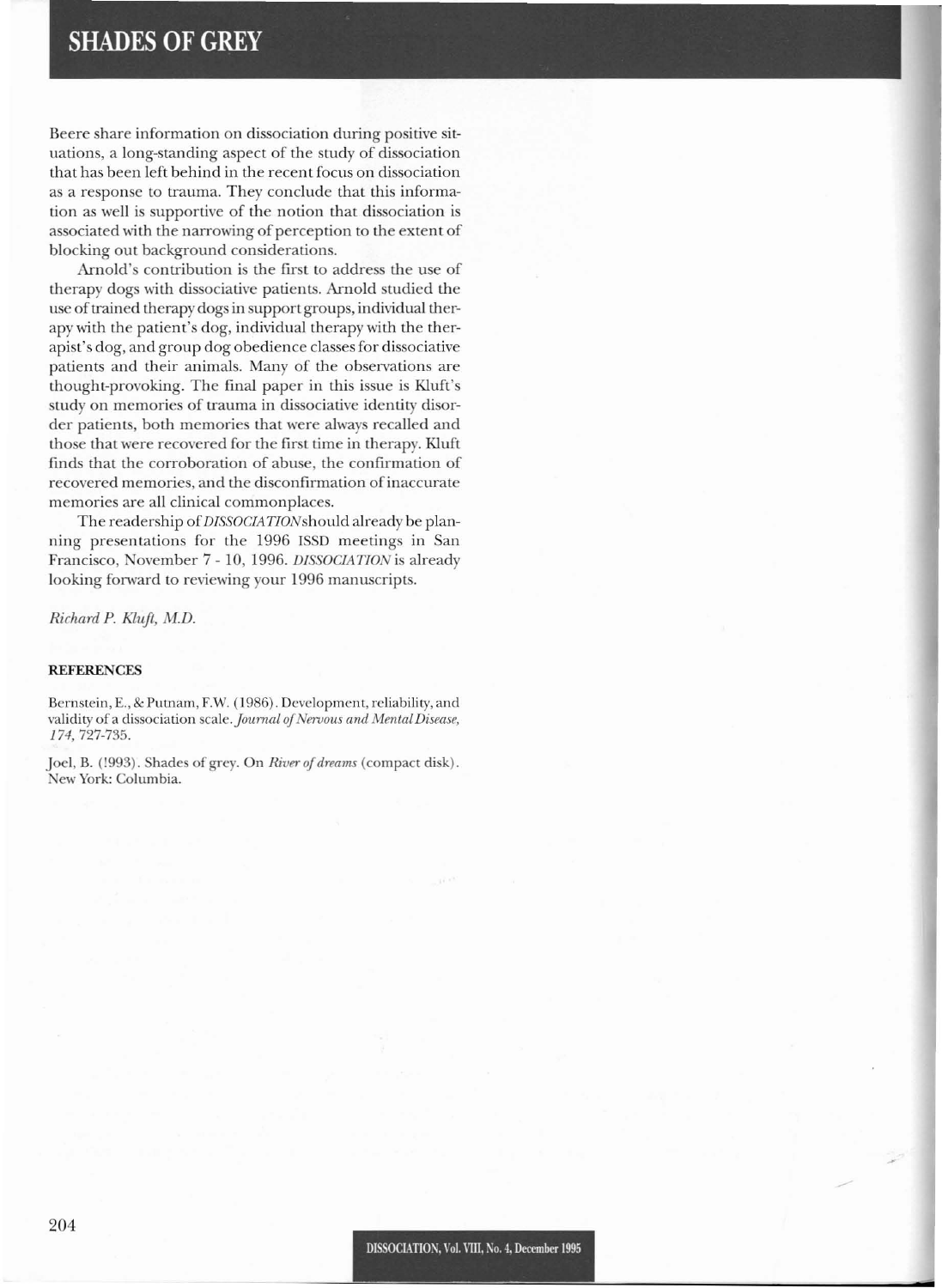Beere share information on dissociation during positive situations, a long-standing aspect of the study of dissociation that has been left behind in the recent focus on dissociation as a response to trauma. They conclude that this information as well is supportive of the notion that dissociation is associated with the narrowing of perception to the extent of blocking out background considerations.

Arnold's contribution is the first to address the use of therapy dogs with dissociative patients. Arnold studied the use of trained therapy dogs in support groups, individual therapy with the patient's dog, individual therapy with the therapist's dog, and group dog obedience classes for dissociative patients and their animals. Many of the observations are thought-provoking. The final paper in this issue is Kluft's study on memories of trauma in dissociative identity disorder patients, both memories that were always recalled and those that were recovered for the first time in therapy. Kluft finds that the corroboration of abuse, the confirmation of recovered memories, and the disconfirmation of inaccurate memories are all clinical commonplaces.

The readership of *DISSOCIATION* should already be planning presentations for the 1996 ISSD meetings in San Francisco, November 7 - 10, 1996. *DISSOCIATION* is already looking forward to reviewing your 1996 manuscripts.

*Richard P. Kluft, M.D.*

#### REFERENCES

Bernstein, E., & Putnam, F.W. (1986). Development, reliability, and validity of a dissociation scale. *Journal of Nervous and Mental Disease, 174*, 727-735.

Joel, B. (!993). Shades of grey. On *River of dreams* (compact disk). New York: Columbia.